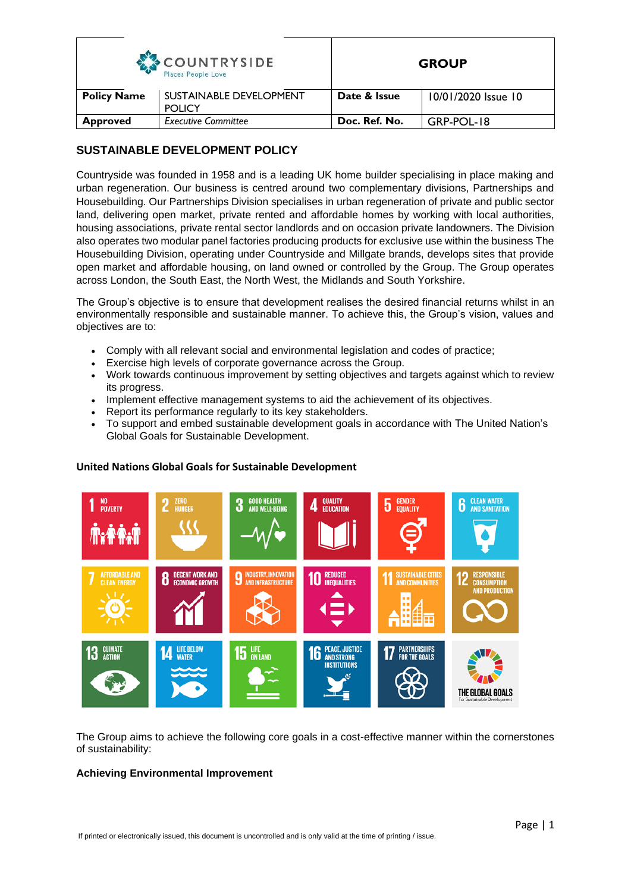| COUNTRYSIDE Places People Love | | GROUP | |
|---|---|---|---|
| **Policy Name** | SUSTAINABLE DEVELOPMENT POLICY | **Date & Issue** | 10/01/2020 Issue 10 |
| **Approved** | *Executive Committee* | **Doc. Ref. No.** | GRP-POL-18 |

## SUSTAINABLE DEVELOPMENT POLICY

Countryside was founded in 1958 and is a leading UK home builder specialising in place making and urban regeneration. Our business is centred around two complementary divisions, Partnerships and Housebuilding. Our Partnerships Division specialises in urban regeneration of private and public sector land, delivering open market, private rented and affordable homes by working with local authorities, housing associations, private rental sector landlords and on occasion private landowners. The Division also operates two modular panel factories producing products for exclusive use within the business The Housebuilding Division, operating under Countryside and Millgate brands, develops sites that provide open market and affordable housing, on land owned or controlled by the Group. The Group operates across London, the South East, the North West, the Midlands and South Yorkshire.

The Group's objective is to ensure that development realises the desired financial returns whilst in an environmentally responsible and sustainable manner. To achieve this, the Group's vision, values and objectives are to:

- Comply with all relevant social and environmental legislation and codes of practice;
- Exercise high levels of corporate governance across the Group.
- Work towards continuous improvement by setting objectives and targets against which to review its progress.
- Implement effective management systems to aid the achievement of its objectives.
- Report its performance regularly to its key stakeholders.
- To support and embed sustainable development goals in accordance with The United Nation's Global Goals for Sustainable Development.

### United Nations Global Goals for Sustainable Development

1 NO POVERTY
2 ZERO HUNGER
3 GOOD HEALTH AND WELL-BEING
4 QUALITY EDUCATION
5 GENDER EQUALITY
6 CLEAN WATER AND SANITATION
7 AFFORDABLE AND CLEAN ENERGY
8 DECENT WORK AND ECONOMIC GROWTH
9 INDUSTRY, INNOVATION AND INFRASTRUCTURE
10 REDUCED INEQUALITIES
11 SUSTAINABLE CITIES AND COMMUNITIES
12 RESPONSIBLE CONSUMPTION AND PRODUCTION
13 CLIMATE ACTION
14 LIFE BELOW WATER
15 LIFE ON LAND
16 PEACE, JUSTICE AND STRONG INSTITUTIONS
17 PARTNERSHIPS FOR THE GOALS
THE GLOBAL GOALS For Sustainable Development

The Group aims to achieve the following core goals in a cost-effective manner within the cornerstones of sustainability:

**Achieving Environmental Improvement**

If printed or electronically issued, this document is uncontrolled and is only valid at the time of printing / issue.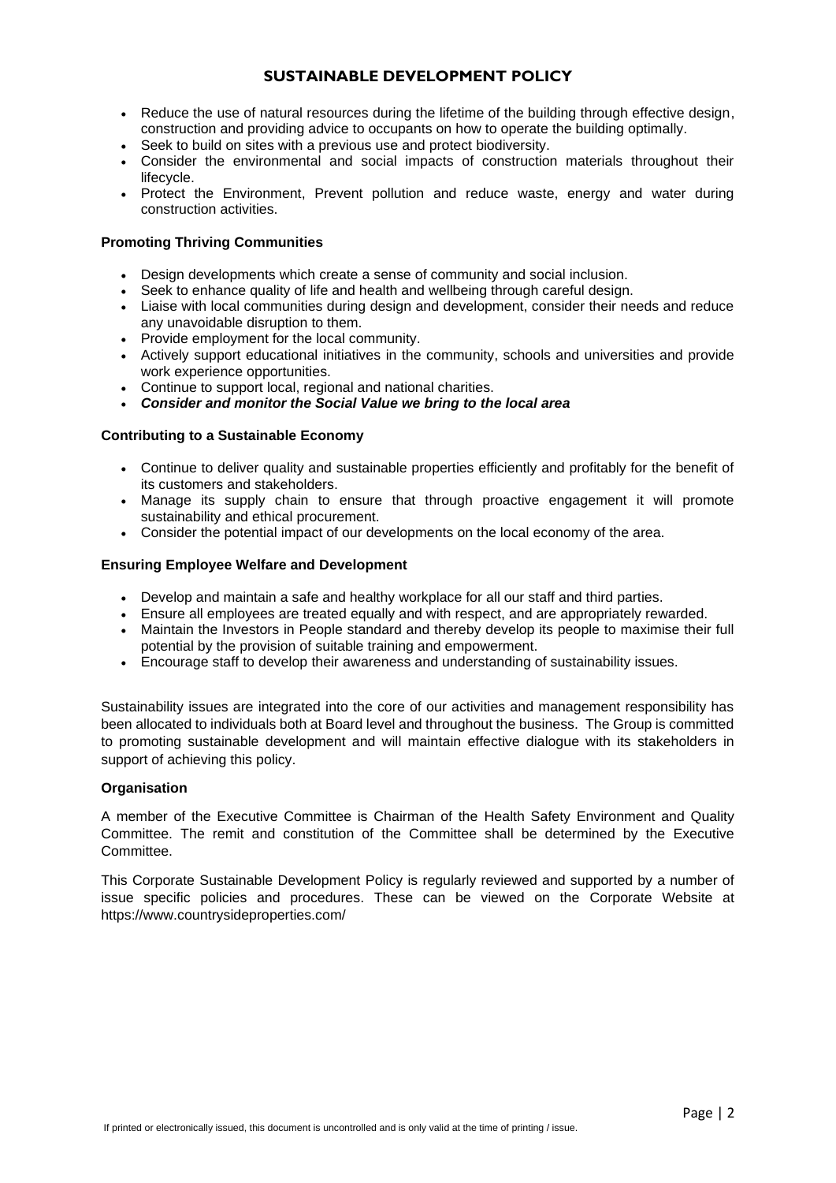# SUSTAINABLE DEVELOPMENT POLICY

- Reduce the use of natural resources during the lifetime of the building through effective design, construction and providing advice to occupants on how to operate the building optimally.
- Seek to build on sites with a previous use and protect biodiversity.
- Consider the environmental and social impacts of construction materials throughout their lifecycle.
- Protect the Environment, Prevent pollution and reduce waste, energy and water during construction activities.

**Promoting Thriving Communities**

- Design developments which create a sense of community and social inclusion.
- Seek to enhance quality of life and health and wellbeing through careful design.
- Liaise with local communities during design and development, consider their needs and reduce any unavoidable disruption to them.
- Provide employment for the local community.
- Actively support educational initiatives in the community, schools and universities and provide work experience opportunities.
- Continue to support local, regional and national charities.
- ***Consider and monitor the Social Value we bring to the local area***

**Contributing to a Sustainable Economy**

- Continue to deliver quality and sustainable properties efficiently and profitably for the benefit of its customers and stakeholders.
- Manage its supply chain to ensure that through proactive engagement it will promote sustainability and ethical procurement.
- Consider the potential impact of our developments on the local economy of the area.

**Ensuring Employee Welfare and Development**

- Develop and maintain a safe and healthy workplace for all our staff and third parties.
- Ensure all employees are treated equally and with respect, and are appropriately rewarded.
- Maintain the Investors in People standard and thereby develop its people to maximise their full potential by the provision of suitable training and empowerment.
- Encourage staff to develop their awareness and understanding of sustainability issues.

Sustainability issues are integrated into the core of our activities and management responsibility has been allocated to individuals both at Board level and throughout the business. The Group is committed to promoting sustainable development and will maintain effective dialogue with its stakeholders in support of achieving this policy.

**Organisation**

A member of the Executive Committee is Chairman of the Health Safety Environment and Quality Committee. The remit and constitution of the Committee shall be determined by the Executive Committee.

This Corporate Sustainable Development Policy is regularly reviewed and supported by a number of issue specific policies and procedures. These can be viewed on the Corporate Website at https://www.countrysideproperties.com/

If printed or electronically issued, this document is uncontrolled and is only valid at the time of printing / issue.